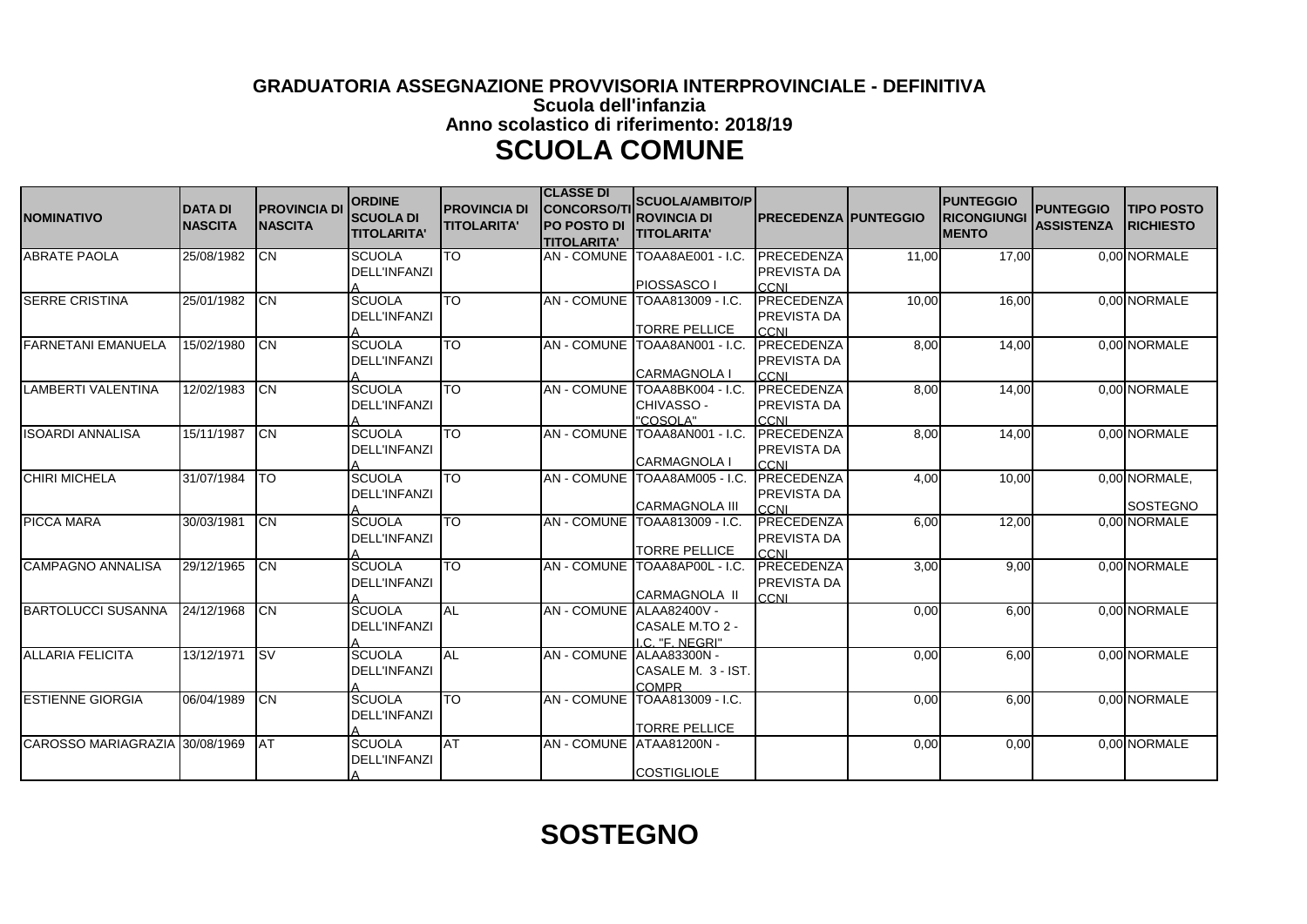# GRADUATORIA ASSEGNAZIONE PROVVISORIA INTERPROVINCIALE - DEFINITIVA

### Scuola dell'infanzia

### Anno scolastico di riferimento: 2018/19

## SCUOLA COMUNE

| NOMINATIVO | DATA DI NASCITA | PROVINCIA DI NASCITA | ORDINE SCUOLA DI TITOLARITA' | PROVINCIA DI TITOLARITA' | CLASSE DI CONCORSO/TIPO POSTO DI TITOLARITA' | SCUOLA/AMBITO/PROVINCIA DI TITOLARITA' | PRECEDENZA | PUNTEGGIO | PUNTEGGIO RICONGIUNGIMENTO | PUNTEGGIO ASSISTENZA | TIPO POSTO RICHIESTO |
|---|---|---|---|---|---|---|---|---|---|---|---|
| ABRATE PAOLA | 25/08/1982 | CN | SCUOLA DELL'INFANZIA | TO | AN - COMUNE | TOAA8AE001 - I.C. PIOSSASCO I | PRECEDENZA PREVISTA DA CCNI | 11,00 | 17,00 | 0,00 | NORMALE |
| SERRE CRISTINA | 25/01/1982 | CN | SCUOLA DELL'INFANZIA | TO | AN - COMUNE | TOAA813009 - I.C. TORRE PELLICE | PRECEDENZA PREVISTA DA CCNI | 10,00 | 16,00 | 0,00 | NORMALE |
| FARNETANI EMANUELA | 15/02/1980 | CN | SCUOLA DELL'INFANZIA | TO | AN - COMUNE | TOAA8AN001 - I.C. CARMAGNOLA I | PRECEDENZA PREVISTA DA CCNI | 8,00 | 14,00 | 0,00 | NORMALE |
| LAMBERTI VALENTINA | 12/02/1983 | CN | SCUOLA DELL'INFANZIA | TO | AN - COMUNE | TOAA8BK004 - I.C. CHIVASSO - "COSOLA" | PRECEDENZA PREVISTA DA CCNI | 8,00 | 14,00 | 0,00 | NORMALE |
| ISOARDI ANNALISA | 15/11/1987 | CN | SCUOLA DELL'INFANZIA | TO | AN - COMUNE | TOAA8AN001 - I.C. CARMAGNOLA I | PRECEDENZA PREVISTA DA CCNI | 8,00 | 14,00 | 0,00 | NORMALE |
| CHIRI MICHELA | 31/07/1984 | TO | SCUOLA DELL'INFANZIA | TO | AN - COMUNE | TOAA8AM005 - I.C. CARMAGNOLA III | PRECEDENZA PREVISTA DA CCNI | 4,00 | 10,00 | 0,00 | NORMALE, SOSTEGNO |
| PICCA MARA | 30/03/1981 | CN | SCUOLA DELL'INFANZIA | TO | AN - COMUNE | TOAA813009 - I.C. TORRE PELLICE | PRECEDENZA PREVISTA DA CCNI | 6,00 | 12,00 | 0,00 | NORMALE |
| CAMPAGNO ANNALISA | 29/12/1965 | CN | SCUOLA DELL'INFANZIA | TO | AN - COMUNE | TOAA8AP00L - I.C. CARMAGNOLA II | PRECEDENZA PREVISTA DA CCNI | 3,00 | 9,00 | 0,00 | NORMALE |
| BARTOLUCCI SUSANNA | 24/12/1968 | CN | SCUOLA DELL'INFANZIA | AL | AN - COMUNE | ALAA82400V - CASALE M.TO 2 - I.C. "F. NEGRI" | | 0,00 | 6,00 | 0,00 | NORMALE |
| ALLARIA FELICITA | 13/12/1971 | SV | SCUOLA DELL'INFANZIA | AL | AN - COMUNE | ALAA83300N - CASALE M. 3 - IST. COMPR. | | 0,00 | 6,00 | 0,00 | NORMALE |
| ESTIENNE GIORGIA | 06/04/1989 | CN | SCUOLA DELL'INFANZIA | TO | AN - COMUNE | TOAA813009 - I.C. TORRE PELLICE | | 0,00 | 6,00 | 0,00 | NORMALE |
| CAROSSO MARIAGRAZIA | 30/08/1969 | AT | SCUOLA DELL'INFANZIA | AT | AN - COMUNE | ATAA81200N - COSTIGLIOLE | | 0,00 | 0,00 | 0,00 | NORMALE |

## SOSTEGNO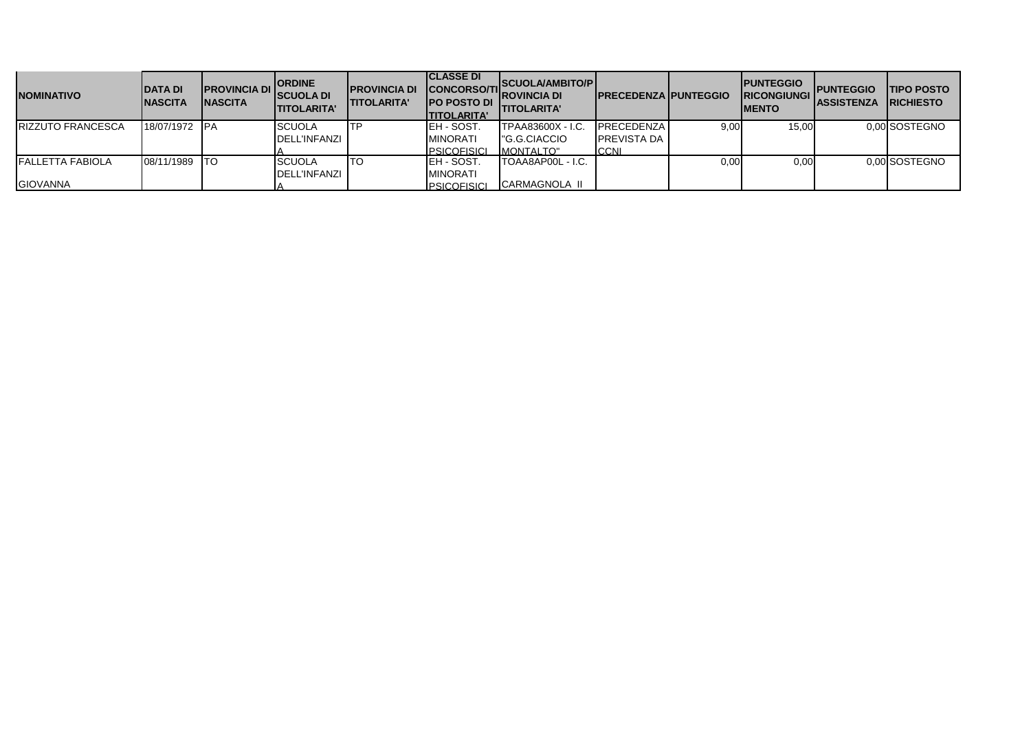| NOMINATIVO | DATA DI NASCITA | PROVINCIA DI NASCITA | ORDINE SCUOLA DI TITOLARITA' | PROVINCIA DI TITOLARITA' | CLASSE DI CONCORSO/TIPO POSTO DI TITOLARITA' | SCUOLA/AMBITO/PROVINCIA DI TITOLARITA' | PRECEDENZA | PUNTEGGIO | PUNTEGGIO RICONGIUNGIMENTO | PUNTEGGIO ASSISTENZA | TIPO POSTO RICHIESTO |
|---|---|---|---|---|---|---|---|---|---|---|---|
| RIZZUTO FRANCESCA | 18/07/1972 | PA | SCUOLA DELL'INFANZIA | TP | EH - SOST. MINORATI PSICOFISICI | TPAA83600X - I.C. "G.G.CIACCIO MONTALTO" | PRECEDENZA PREVISTA DA CCNI | 9,00 | 15,00 | 0,00 | SOSTEGNO |
| FALLETTA FABIOLA GIOVANNA | 08/11/1989 | TO | SCUOLA DELL'INFANZIA | TO | EH - SOST. MINORATI PSICOFISICI | TOAA8AP00L - I.C. CARMAGNOLA II | | 0,00 | 0,00 | 0,00 | SOSTEGNO |